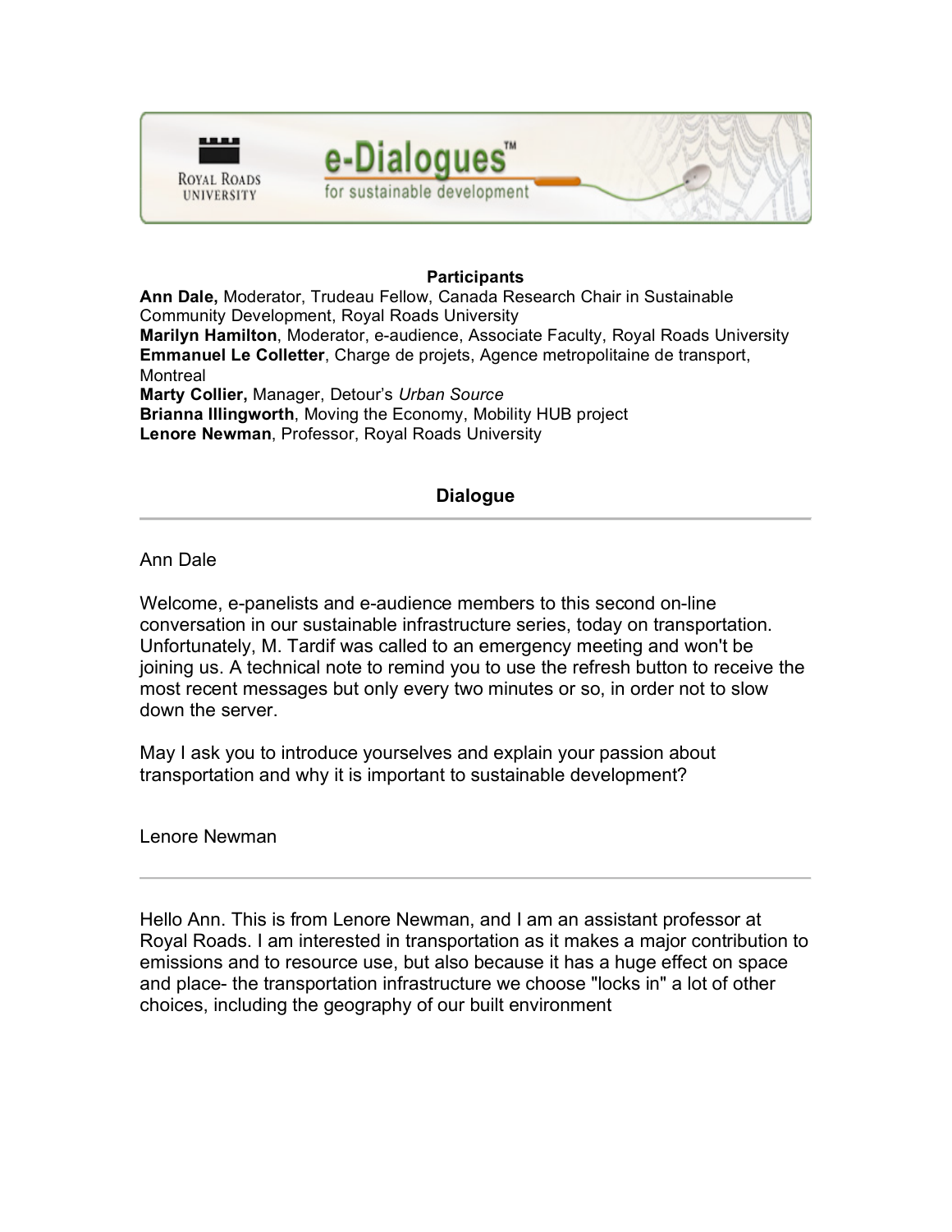## Participants

**Ann Dale,** Moderator, Trudeau Fellow, Canada Research Chair in Sustainable Community Development, Royal Roads University
**Marilyn Hamilton**, Moderator, e-audience, Associate Faculty, Royal Roads University
**Emmanuel Le Colletter**, Charge de projets, Agence metropolitaine de transport, Montreal
**Marty Collier,** Manager, Detour's *Urban Source*
**Brianna Illingworth**, Moving the Economy, Mobility HUB project
**Lenore Newman**, Professor, Royal Roads University

## Dialogue

---

Ann Dale

Welcome, e-panelists and e-audience members to this second on-line conversation in our sustainable infrastructure series, today on transportation. Unfortunately, M. Tardif was called to an emergency meeting and won't be joining us. A technical note to remind you to use the refresh button to receive the most recent messages but only every two minutes or so, in order not to slow down the server.

May I ask you to introduce yourselves and explain your passion about transportation and why it is important to sustainable development?

Lenore Newman

---

Hello Ann. This is from Lenore Newman, and I am an assistant professor at Royal Roads. I am interested in transportation as it makes a major contribution to emissions and to resource use, but also because it has a huge effect on space and place- the transportation infrastructure we choose "locks in" a lot of other choices, including the geography of our built environment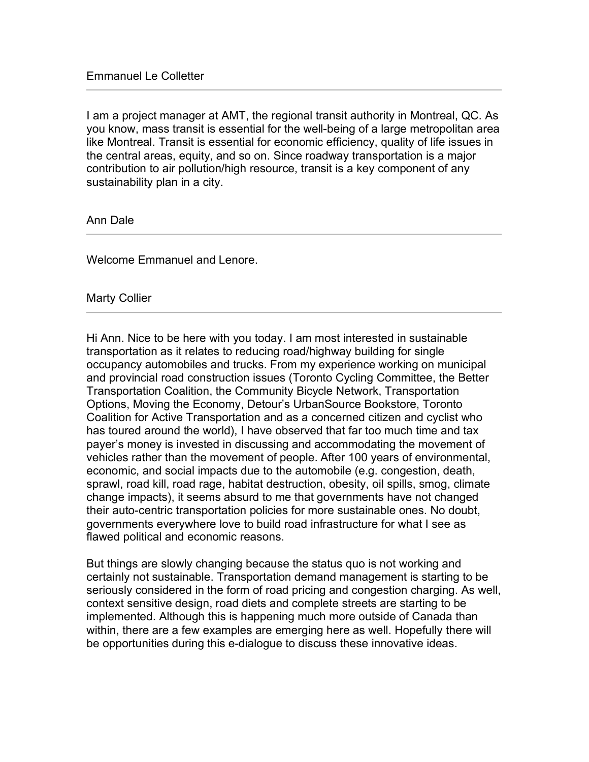Emmanuel Le Colletter

---

I am a project manager at AMT, the regional transit authority in Montreal, QC. As you know, mass transit is essential for the well-being of a large metropolitan area like Montreal. Transit is essential for economic efficiency, quality of life issues in the central areas, equity, and so on. Since roadway transportation is a major contribution to air pollution/high resource, transit is a key component of any sustainability plan in a city.

Ann Dale

---

Welcome Emmanuel and Lenore.

Marty Collier

---

Hi Ann. Nice to be here with you today. I am most interested in sustainable transportation as it relates to reducing road/highway building for single occupancy automobiles and trucks. From my experience working on municipal and provincial road construction issues (Toronto Cycling Committee, the Better Transportation Coalition, the Community Bicycle Network, Transportation Options, Moving the Economy, Detour's UrbanSource Bookstore, Toronto Coalition for Active Transportation and as a concerned citizen and cyclist who has toured around the world), I have observed that far too much time and tax payer's money is invested in discussing and accommodating the movement of vehicles rather than the movement of people. After 100 years of environmental, economic, and social impacts due to the automobile (e.g. congestion, death, sprawl, road kill, road rage, habitat destruction, obesity, oil spills, smog, climate change impacts), it seems absurd to me that governments have not changed their auto-centric transportation policies for more sustainable ones. No doubt, governments everywhere love to build road infrastructure for what I see as flawed political and economic reasons.

But things are slowly changing because the status quo is not working and certainly not sustainable. Transportation demand management is starting to be seriously considered in the form of road pricing and congestion charging. As well, context sensitive design, road diets and complete streets are starting to be implemented. Although this is happening much more outside of Canada than within, there are a few examples are emerging here as well. Hopefully there will be opportunities during this e-dialogue to discuss these innovative ideas.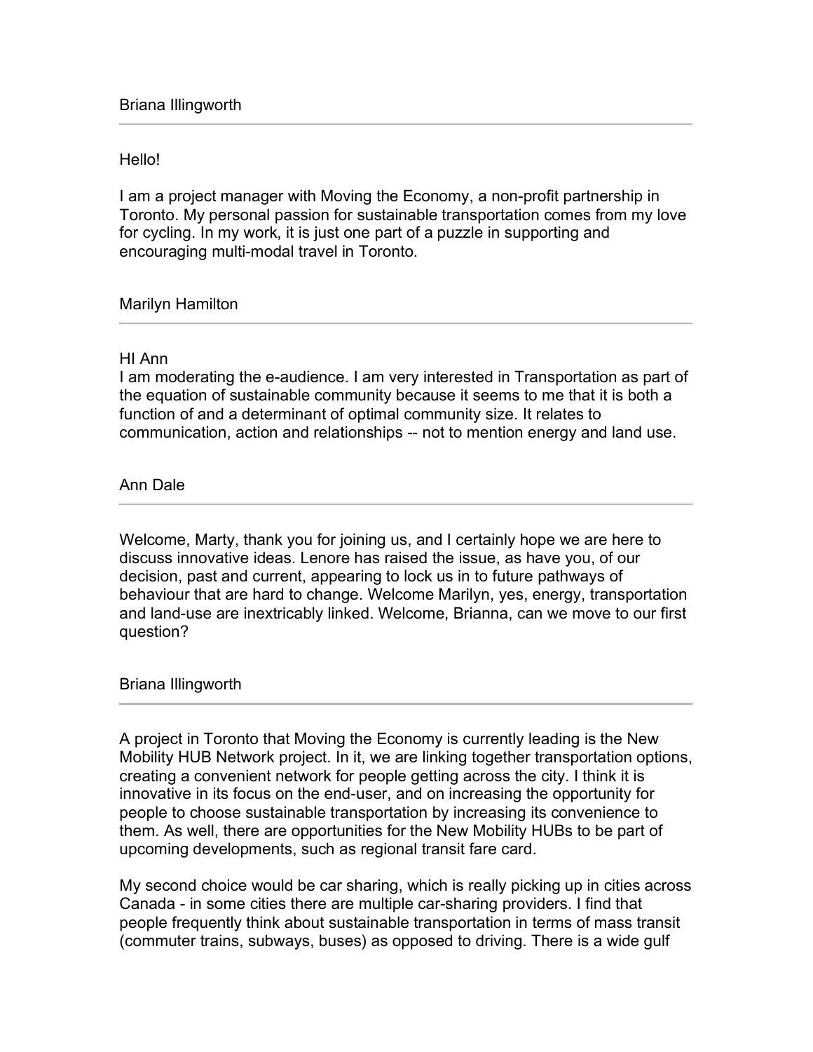Briana Illingworth

---

Hello!

I am a project manager with Moving the Economy, a non-profit partnership in Toronto. My personal passion for sustainable transportation comes from my love for cycling. In my work, it is just one part of a puzzle in supporting and encouraging multi-modal travel in Toronto.

Marilyn Hamilton

---

HI Ann
I am moderating the e-audience. I am very interested in Transportation as part of the equation of sustainable community because it seems to me that it is both a function of and a determinant of optimal community size. It relates to communication, action and relationships -- not to mention energy and land use.

Ann Dale

---

Welcome, Marty, thank you for joining us, and I certainly hope we are here to discuss innovative ideas. Lenore has raised the issue, as have you, of our decision, past and current, appearing to lock us in to future pathways of behaviour that are hard to change. Welcome Marilyn, yes, energy, transportation and land-use are inextricably linked. Welcome, Brianna, can we move to our first question?

Briana Illingworth

---

A project in Toronto that Moving the Economy is currently leading is the New Mobility HUB Network project. In it, we are linking together transportation options, creating a convenient network for people getting across the city. I think it is innovative in its focus on the end-user, and on increasing the opportunity for people to choose sustainable transportation by increasing its convenience to them. As well, there are opportunities for the New Mobility HUBs to be part of upcoming developments, such as regional transit fare card.

My second choice would be car sharing, which is really picking up in cities across Canada - in some cities there are multiple car-sharing providers. I find that people frequently think about sustainable transportation in terms of mass transit (commuter trains, subways, buses) as opposed to driving. There is a wide gulf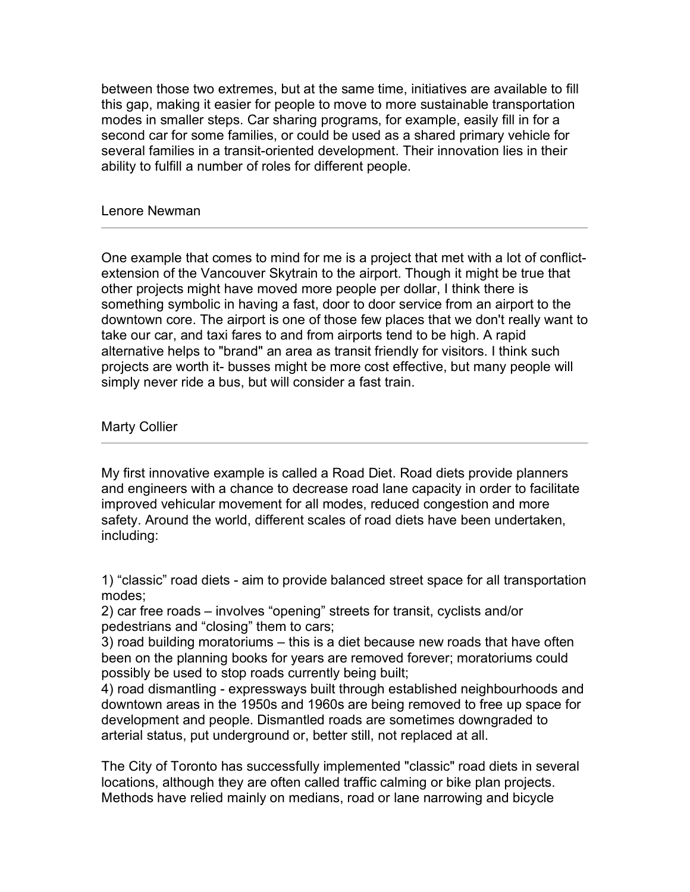between those two extremes, but at the same time, initiatives are available to fill this gap, making it easier for people to move to more sustainable transportation modes in smaller steps. Car sharing programs, for example, easily fill in for a second car for some families, or could be used as a shared primary vehicle for several families in a transit-oriented development. Their innovation lies in their ability to fulfill a number of roles for different people.

Lenore Newman

---

One example that comes to mind for me is a project that met with a lot of conflict-extension of the Vancouver Skytrain to the airport. Though it might be true that other projects might have moved more people per dollar, I think there is something symbolic in having a fast, door to door service from an airport to the downtown core. The airport is one of those few places that we don't really want to take our car, and taxi fares to and from airports tend to be high. A rapid alternative helps to "brand" an area as transit friendly for visitors. I think such projects are worth it- busses might be more cost effective, but many people will simply never ride a bus, but will consider a fast train.

Marty Collier

---

My first innovative example is called a Road Diet. Road diets provide planners and engineers with a chance to decrease road lane capacity in order to facilitate improved vehicular movement for all modes, reduced congestion and more safety. Around the world, different scales of road diets have been undertaken, including:

1) “classic” road diets - aim to provide balanced street space for all transportation modes;
2) car free roads – involves “opening” streets for transit, cyclists and/or pedestrians and “closing” them to cars;
3) road building moratoriums – this is a diet because new roads that have often been on the planning books for years are removed forever; moratoriums could possibly be used to stop roads currently being built;
4) road dismantling - expressways built through established neighbourhoods and downtown areas in the 1950s and 1960s are being removed to free up space for development and people. Dismantled roads are sometimes downgraded to arterial status, put underground or, better still, not replaced at all.

The City of Toronto has successfully implemented "classic" road diets in several locations, although they are often called traffic calming or bike plan projects. Methods have relied mainly on medians, road or lane narrowing and bicycle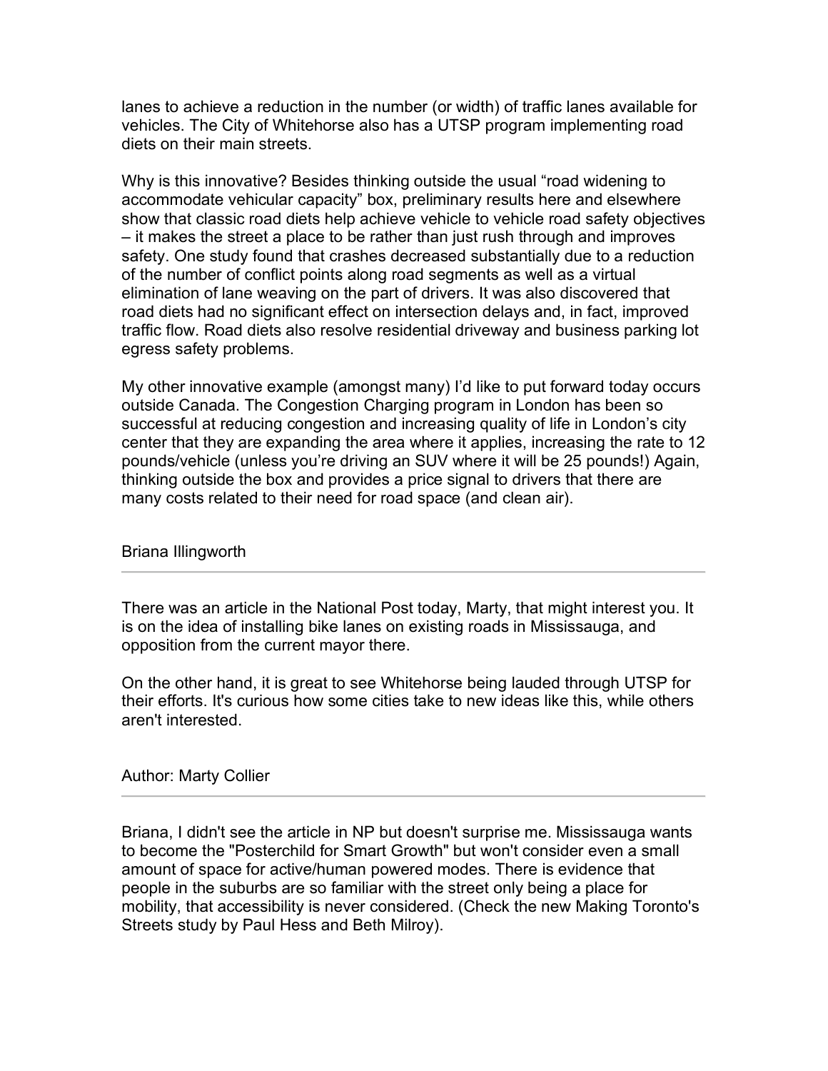lanes to achieve a reduction in the number (or width) of traffic lanes available for vehicles. The City of Whitehorse also has a UTSP program implementing road diets on their main streets.

Why is this innovative? Besides thinking outside the usual "road widening to accommodate vehicular capacity" box, preliminary results here and elsewhere show that classic road diets help achieve vehicle to vehicle road safety objectives – it makes the street a place to be rather than just rush through and improves safety. One study found that crashes decreased substantially due to a reduction of the number of conflict points along road segments as well as a virtual elimination of lane weaving on the part of drivers. It was also discovered that road diets had no significant effect on intersection delays and, in fact, improved traffic flow. Road diets also resolve residential driveway and business parking lot egress safety problems.

My other innovative example (amongst many) I'd like to put forward today occurs outside Canada. The Congestion Charging program in London has been so successful at reducing congestion and increasing quality of life in London's city center that they are expanding the area where it applies, increasing the rate to 12 pounds/vehicle (unless you're driving an SUV where it will be 25 pounds!) Again, thinking outside the box and provides a price signal to drivers that there are many costs related to their need for road space (and clean air).

Briana Illingworth

---

There was an article in the National Post today, Marty, that might interest you. It is on the idea of installing bike lanes on existing roads in Mississauga, and opposition from the current mayor there.

On the other hand, it is great to see Whitehorse being lauded through UTSP for their efforts. It's curious how some cities take to new ideas like this, while others aren't interested.

Author: Marty Collier

---

Briana, I didn't see the article in NP but doesn't surprise me. Mississauga wants to become the "Posterchild for Smart Growth" but won't consider even a small amount of space for active/human powered modes. There is evidence that people in the suburbs are so familiar with the street only being a place for mobility, that accessibility is never considered. (Check the new Making Toronto's Streets study by Paul Hess and Beth Milroy).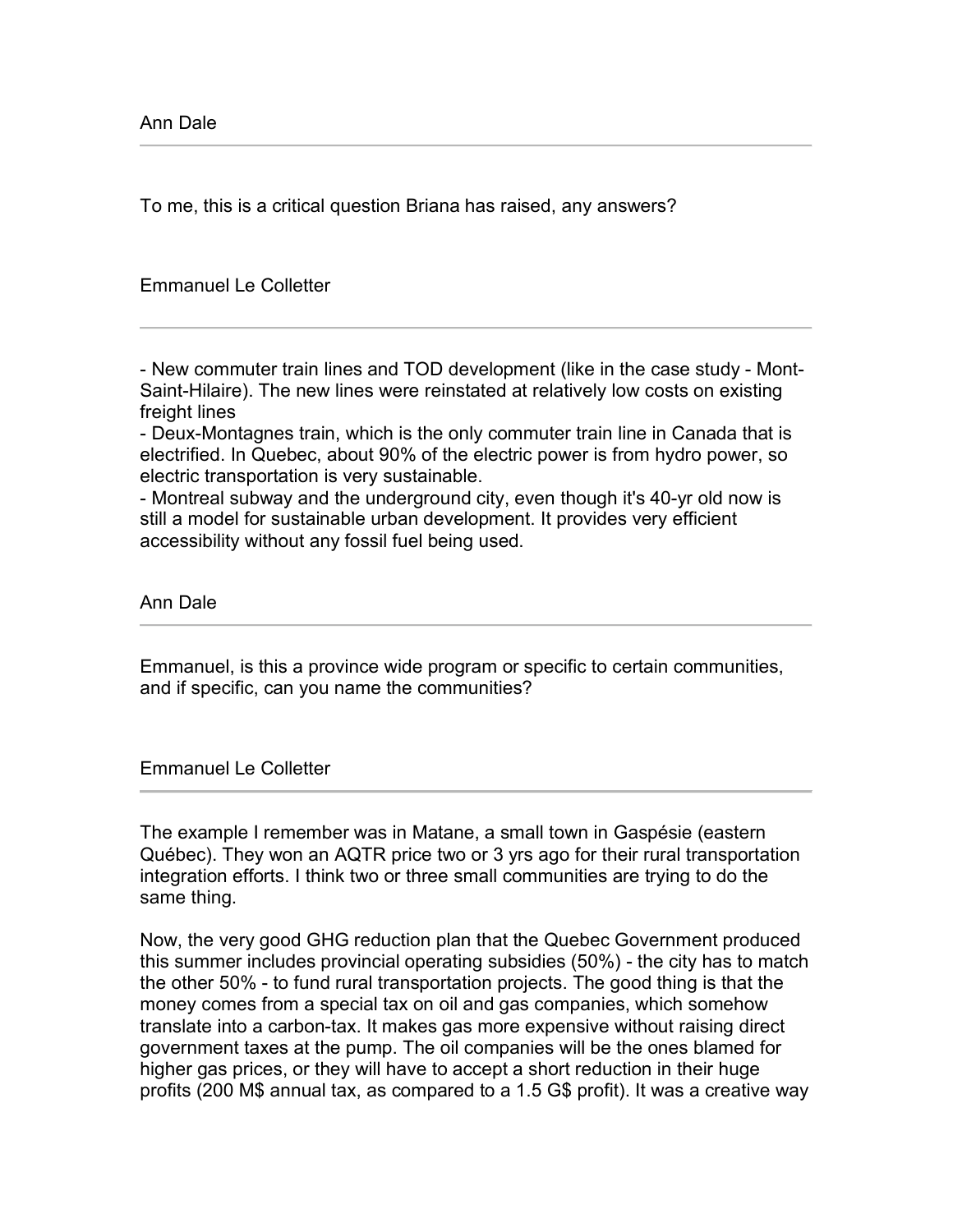Ann Dale

---

To me, this is a critical question Briana has raised, any answers?

Emmanuel Le Colletter

---

- New commuter train lines and TOD development (like in the case study - Mont-Saint-Hilaire). The new lines were reinstated at relatively low costs on existing freight lines
- Deux-Montagnes train, which is the only commuter train line in Canada that is electrified. In Quebec, about 90% of the electric power is from hydro power, so electric transportation is very sustainable.
- Montreal subway and the underground city, even though it's 40-yr old now is still a model for sustainable urban development. It provides very efficient accessibility without any fossil fuel being used.

Ann Dale

---

Emmanuel, is this a province wide program or specific to certain communities, and if specific, can you name the communities?

Emmanuel Le Colletter

---

The example I remember was in Matane, a small town in Gaspésie (eastern Québec). They won an AQTR price two or 3 yrs ago for their rural transportation integration efforts. I think two or three small communities are trying to do the same thing.

Now, the very good GHG reduction plan that the Quebec Government produced this summer includes provincial operating subsidies (50%) - the city has to match the other 50% - to fund rural transportation projects. The good thing is that the money comes from a special tax on oil and gas companies, which somehow translate into a carbon-tax. It makes gas more expensive without raising direct government taxes at the pump. The oil companies will be the ones blamed for higher gas prices, or they will have to accept a short reduction in their huge profits (200 M$ annual tax, as compared to a 1.5 G$ profit). It was a creative way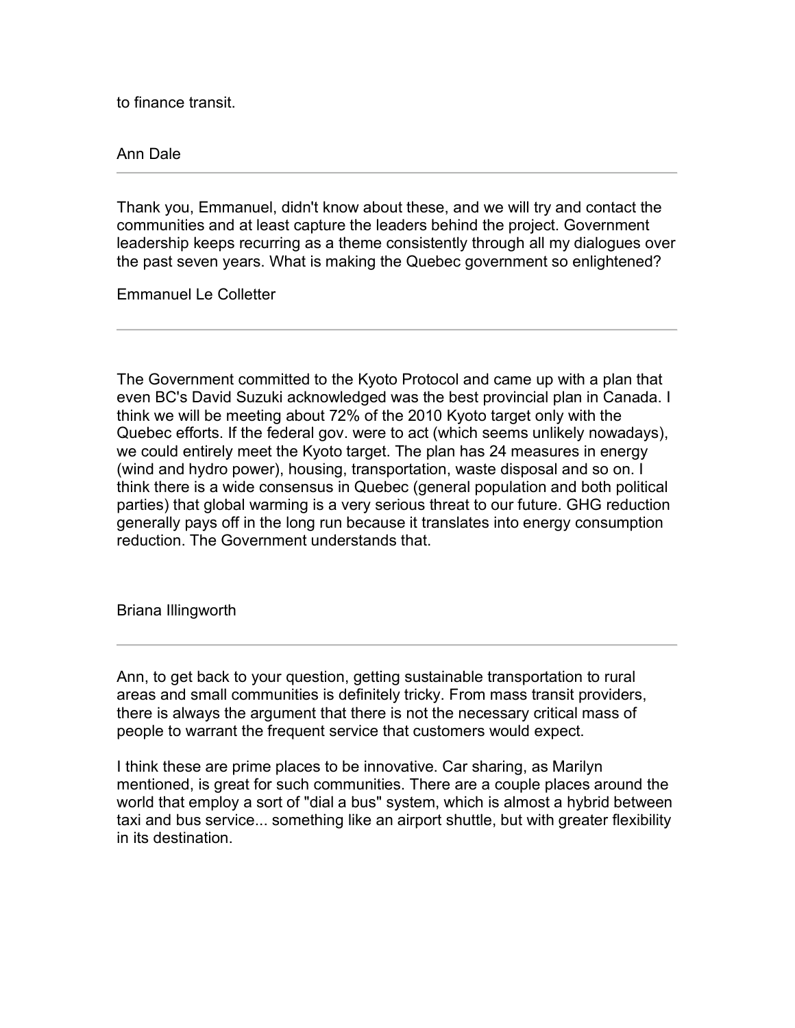to finance transit.

Ann Dale

---

Thank you, Emmanuel, didn't know about these, and we will try and contact the communities and at least capture the leaders behind the project. Government leadership keeps recurring as a theme consistently through all my dialogues over the past seven years. What is making the Quebec government so enlightened?

Emmanuel Le Colletter

---

The Government committed to the Kyoto Protocol and came up with a plan that even BC's David Suzuki acknowledged was the best provincial plan in Canada. I think we will be meeting about 72% of the 2010 Kyoto target only with the Quebec efforts. If the federal gov. were to act (which seems unlikely nowadays), we could entirely meet the Kyoto target. The plan has 24 measures in energy (wind and hydro power), housing, transportation, waste disposal and so on. I think there is a wide consensus in Quebec (general population and both political parties) that global warming is a very serious threat to our future. GHG reduction generally pays off in the long run because it translates into energy consumption reduction. The Government understands that.

Briana Illingworth

---

Ann, to get back to your question, getting sustainable transportation to rural areas and small communities is definitely tricky. From mass transit providers, there is always the argument that there is not the necessary critical mass of people to warrant the frequent service that customers would expect.

I think these are prime places to be innovative. Car sharing, as Marilyn mentioned, is great for such communities. There are a couple places around the world that employ a sort of "dial a bus" system, which is almost a hybrid between taxi and bus service... something like an airport shuttle, but with greater flexibility in its destination.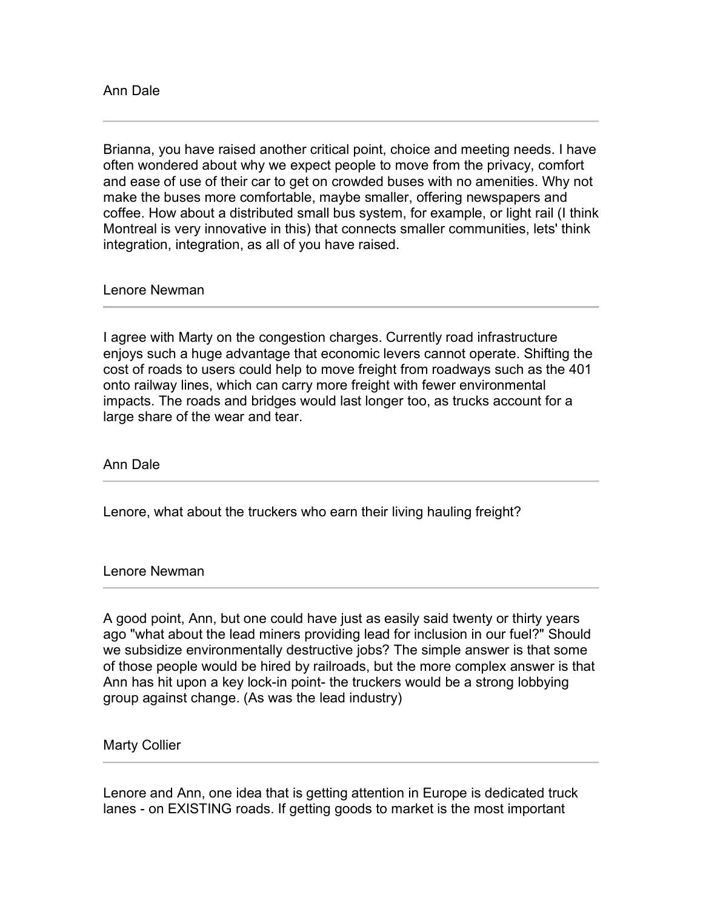Ann Dale

---

Brianna, you have raised another critical point, choice and meeting needs. I have often wondered about why we expect people to move from the privacy, comfort and ease of use of their car to get on crowded buses with no amenities. Why not make the buses more comfortable, maybe smaller, offering newspapers and coffee. How about a distributed small bus system, for example, or light rail (I think Montreal is very innovative in this) that connects smaller communities, lets' think integration, integration, as all of you have raised.

Lenore Newman

---

I agree with Marty on the congestion charges. Currently road infrastructure enjoys such a huge advantage that economic levers cannot operate. Shifting the cost of roads to users could help to move freight from roadways such as the 401 onto railway lines, which can carry more freight with fewer environmental impacts. The roads and bridges would last longer too, as trucks account for a large share of the wear and tear.

Ann Dale

---

Lenore, what about the truckers who earn their living hauling freight?

Lenore Newman

---

A good point, Ann, but one could have just as easily said twenty or thirty years ago "what about the lead miners providing lead for inclusion in our fuel?" Should we subsidize environmentally destructive jobs? The simple answer is that some of those people would be hired by railroads, but the more complex answer is that Ann has hit upon a key lock-in point- the truckers would be a strong lobbying group against change. (As was the lead industry)

Marty Collier

---

Lenore and Ann, one idea that is getting attention in Europe is dedicated truck lanes - on EXISTING roads. If getting goods to market is the most important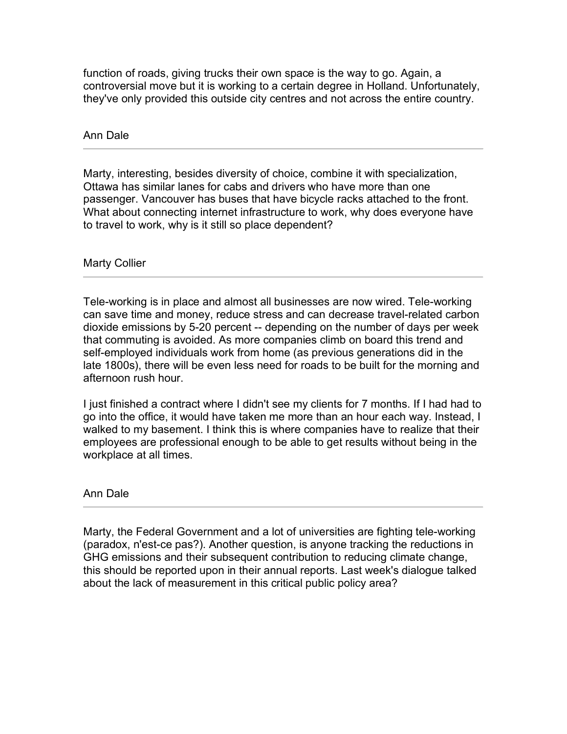function of roads, giving trucks their own space is the way to go. Again, a controversial move but it is working to a certain degree in Holland. Unfortunately, they've only provided this outside city centres and not across the entire country.

Ann Dale

---

Marty, interesting, besides diversity of choice, combine it with specialization, Ottawa has similar lanes for cabs and drivers who have more than one passenger. Vancouver has buses that have bicycle racks attached to the front. What about connecting internet infrastructure to work, why does everyone have to travel to work, why is it still so place dependent?

Marty Collier

---

Tele-working is in place and almost all businesses are now wired. Tele-working can save time and money, reduce stress and can decrease travel-related carbon dioxide emissions by 5-20 percent -- depending on the number of days per week that commuting is avoided. As more companies climb on board this trend and self-employed individuals work from home (as previous generations did in the late 1800s), there will be even less need for roads to be built for the morning and afternoon rush hour.

I just finished a contract where I didn't see my clients for 7 months. If I had had to go into the office, it would have taken me more than an hour each way. Instead, I walked to my basement. I think this is where companies have to realize that their employees are professional enough to be able to get results without being in the workplace at all times.

Ann Dale

---

Marty, the Federal Government and a lot of universities are fighting tele-working (paradox, n'est-ce pas?). Another question, is anyone tracking the reductions in GHG emissions and their subsequent contribution to reducing climate change, this should be reported upon in their annual reports. Last week's dialogue talked about the lack of measurement in this critical public policy area?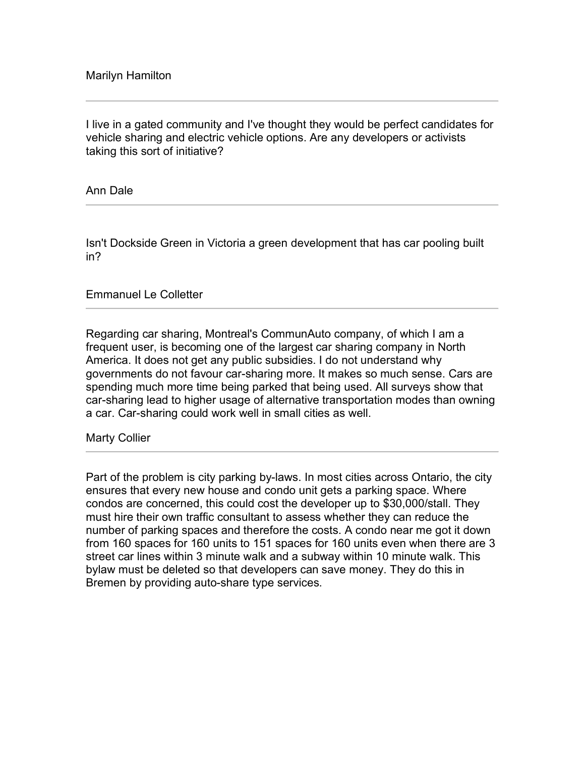Marilyn Hamilton

---

I live in a gated community and I've thought they would be perfect candidates for vehicle sharing and electric vehicle options. Are any developers or activists taking this sort of initiative?

Ann Dale

---

Isn't Dockside Green in Victoria a green development that has car pooling built in?

Emmanuel Le Colletter

---

Regarding car sharing, Montreal's CommunAuto company, of which I am a frequent user, is becoming one of the largest car sharing company in North America. It does not get any public subsidies. I do not understand why governments do not favour car-sharing more. It makes so much sense. Cars are spending much more time being parked that being used. All surveys show that car-sharing lead to higher usage of alternative transportation modes than owning a car. Car-sharing could work well in small cities as well.

Marty Collier

---

Part of the problem is city parking by-laws. In most cities across Ontario, the city ensures that every new house and condo unit gets a parking space. Where condos are concerned, this could cost the developer up to $30,000/stall. They must hire their own traffic consultant to assess whether they can reduce the number of parking spaces and therefore the costs. A condo near me got it down from 160 spaces for 160 units to 151 spaces for 160 units even when there are 3 street car lines within 3 minute walk and a subway within 10 minute walk. This bylaw must be deleted so that developers can save money. They do this in Bremen by providing auto-share type services.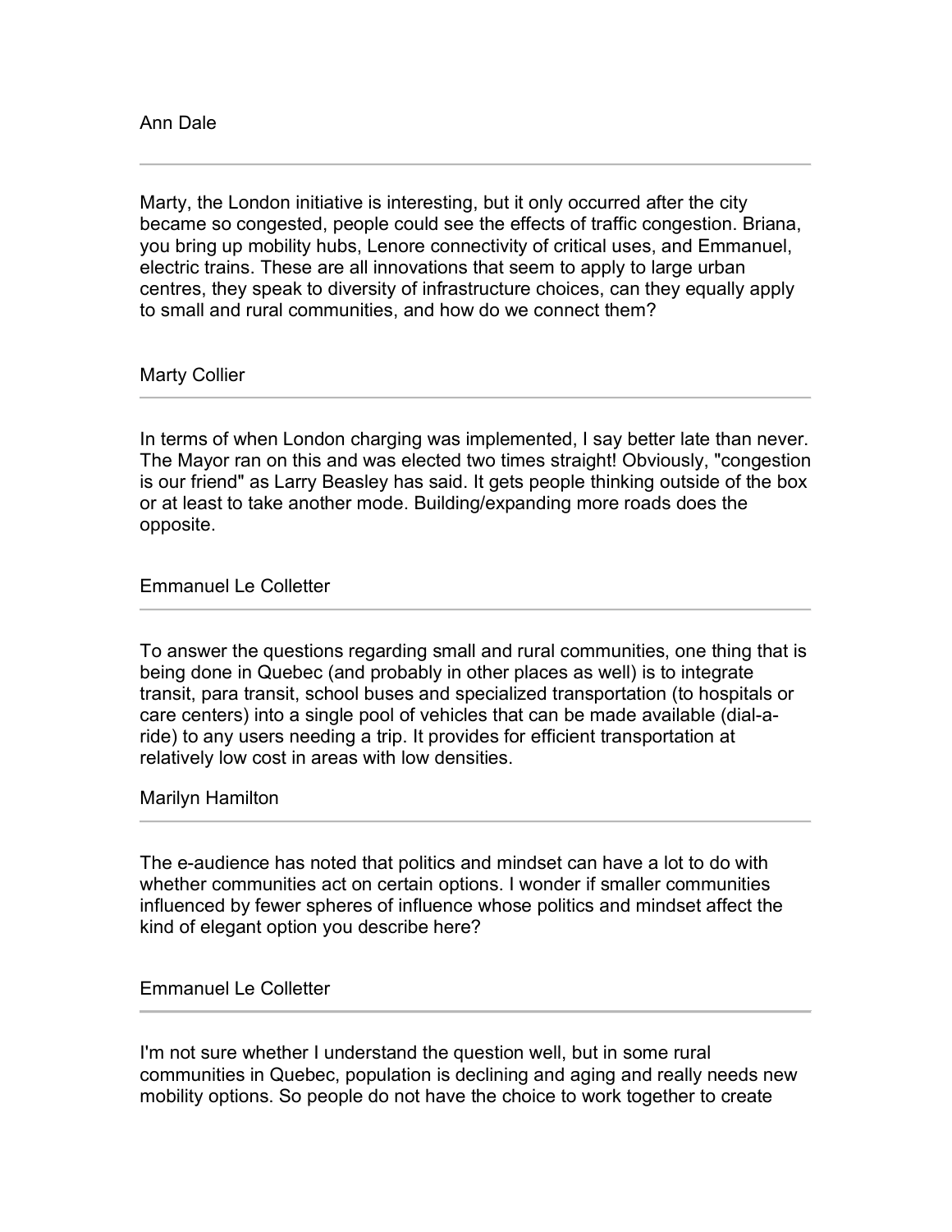Ann Dale

---

Marty, the London initiative is interesting, but it only occurred after the city became so congested, people could see the effects of traffic congestion. Briana, you bring up mobility hubs, Lenore connectivity of critical uses, and Emmanuel, electric trains. These are all innovations that seem to apply to large urban centres, they speak to diversity of infrastructure choices, can they equally apply to small and rural communities, and how do we connect them?

Marty Collier

---

In terms of when London charging was implemented, I say better late than never. The Mayor ran on this and was elected two times straight! Obviously, "congestion is our friend" as Larry Beasley has said. It gets people thinking outside of the box or at least to take another mode. Building/expanding more roads does the opposite.

Emmanuel Le Colletter

---

To answer the questions regarding small and rural communities, one thing that is being done in Quebec (and probably in other places as well) is to integrate transit, para transit, school buses and specialized transportation (to hospitals or care centers) into a single pool of vehicles that can be made available (dial-a-ride) to any users needing a trip. It provides for efficient transportation at relatively low cost in areas with low densities.

Marilyn Hamilton

---

The e-audience has noted that politics and mindset can have a lot to do with whether communities act on certain options. I wonder if smaller communities influenced by fewer spheres of influence whose politics and mindset affect the kind of elegant option you describe here?

Emmanuel Le Colletter

---

I'm not sure whether I understand the question well, but in some rural communities in Quebec, population is declining and aging and really needs new mobility options. So people do not have the choice to work together to create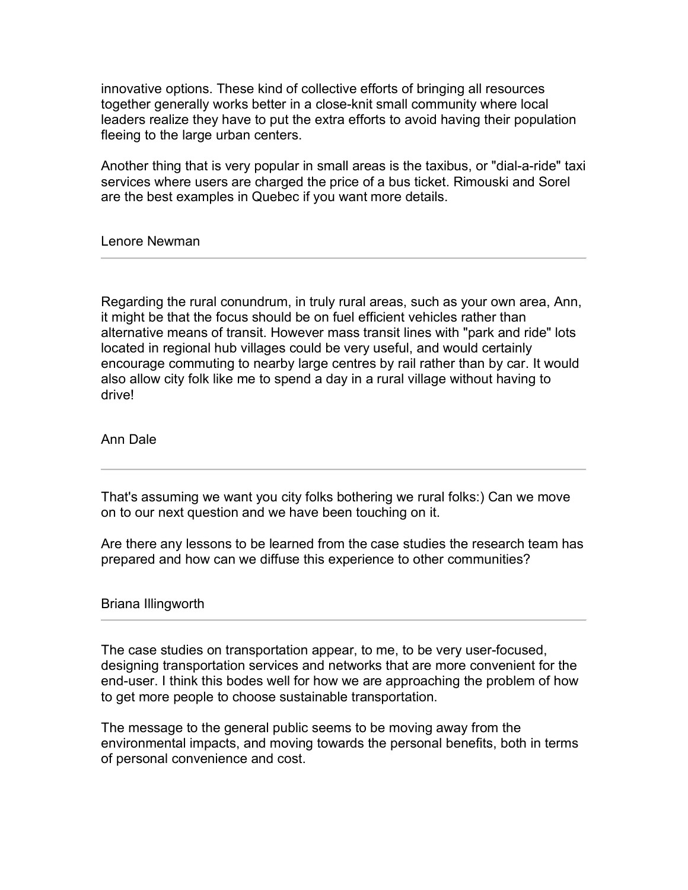innovative options. These kind of collective efforts of bringing all resources together generally works better in a close-knit small community where local leaders realize they have to put the extra efforts to avoid having their population fleeing to the large urban centers.

Another thing that is very popular in small areas is the taxibus, or "dial-a-ride" taxi services where users are charged the price of a bus ticket. Rimouski and Sorel are the best examples in Quebec if you want more details.

Lenore Newman

---

Regarding the rural conundrum, in truly rural areas, such as your own area, Ann, it might be that the focus should be on fuel efficient vehicles rather than alternative means of transit. However mass transit lines with "park and ride" lots located in regional hub villages could be very useful, and would certainly encourage commuting to nearby large centres by rail rather than by car. It would also allow city folk like me to spend a day in a rural village without having to drive!

Ann Dale

---

That's assuming we want you city folks bothering we rural folks:) Can we move on to our next question and we have been touching on it.

Are there any lessons to be learned from the case studies the research team has prepared and how can we diffuse this experience to other communities?

Briana Illingworth

---

The case studies on transportation appear, to me, to be very user-focused, designing transportation services and networks that are more convenient for the end-user. I think this bodes well for how we are approaching the problem of how to get more people to choose sustainable transportation.

The message to the general public seems to be moving away from the environmental impacts, and moving towards the personal benefits, both in terms of personal convenience and cost.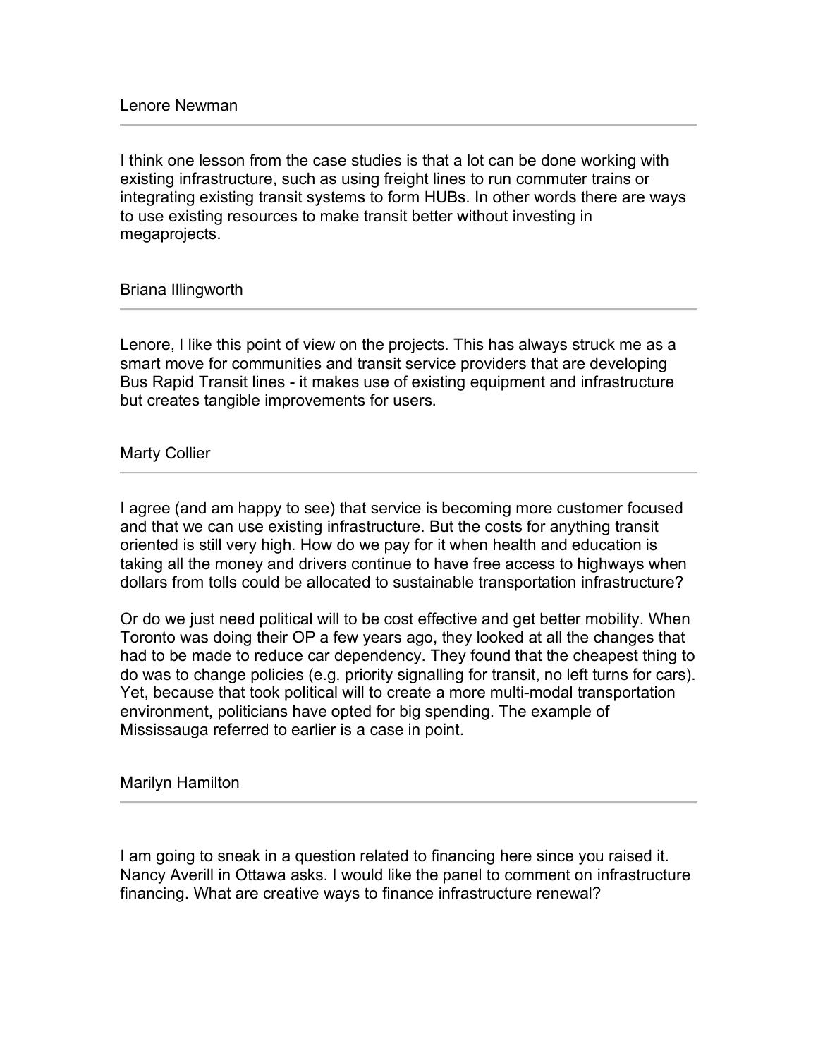Lenore Newman

---

I think one lesson from the case studies is that a lot can be done working with existing infrastructure, such as using freight lines to run commuter trains or integrating existing transit systems to form HUBs. In other words there are ways to use existing resources to make transit better without investing in megaprojects.

Briana Illingworth

---

Lenore, I like this point of view on the projects. This has always struck me as a smart move for communities and transit service providers that are developing Bus Rapid Transit lines - it makes use of existing equipment and infrastructure but creates tangible improvements for users.

Marty Collier

---

I agree (and am happy to see) that service is becoming more customer focused and that we can use existing infrastructure. But the costs for anything transit oriented is still very high. How do we pay for it when health and education is taking all the money and drivers continue to have free access to highways when dollars from tolls could be allocated to sustainable transportation infrastructure?

Or do we just need political will to be cost effective and get better mobility. When Toronto was doing their OP a few years ago, they looked at all the changes that had to be made to reduce car dependency. They found that the cheapest thing to do was to change policies (e.g. priority signalling for transit, no left turns for cars). Yet, because that took political will to create a more multi-modal transportation environment, politicians have opted for big spending. The example of Mississauga referred to earlier is a case in point.

Marilyn Hamilton

---

I am going to sneak in a question related to financing here since you raised it. Nancy Averill in Ottawa asks. I would like the panel to comment on infrastructure financing. What are creative ways to finance infrastructure renewal?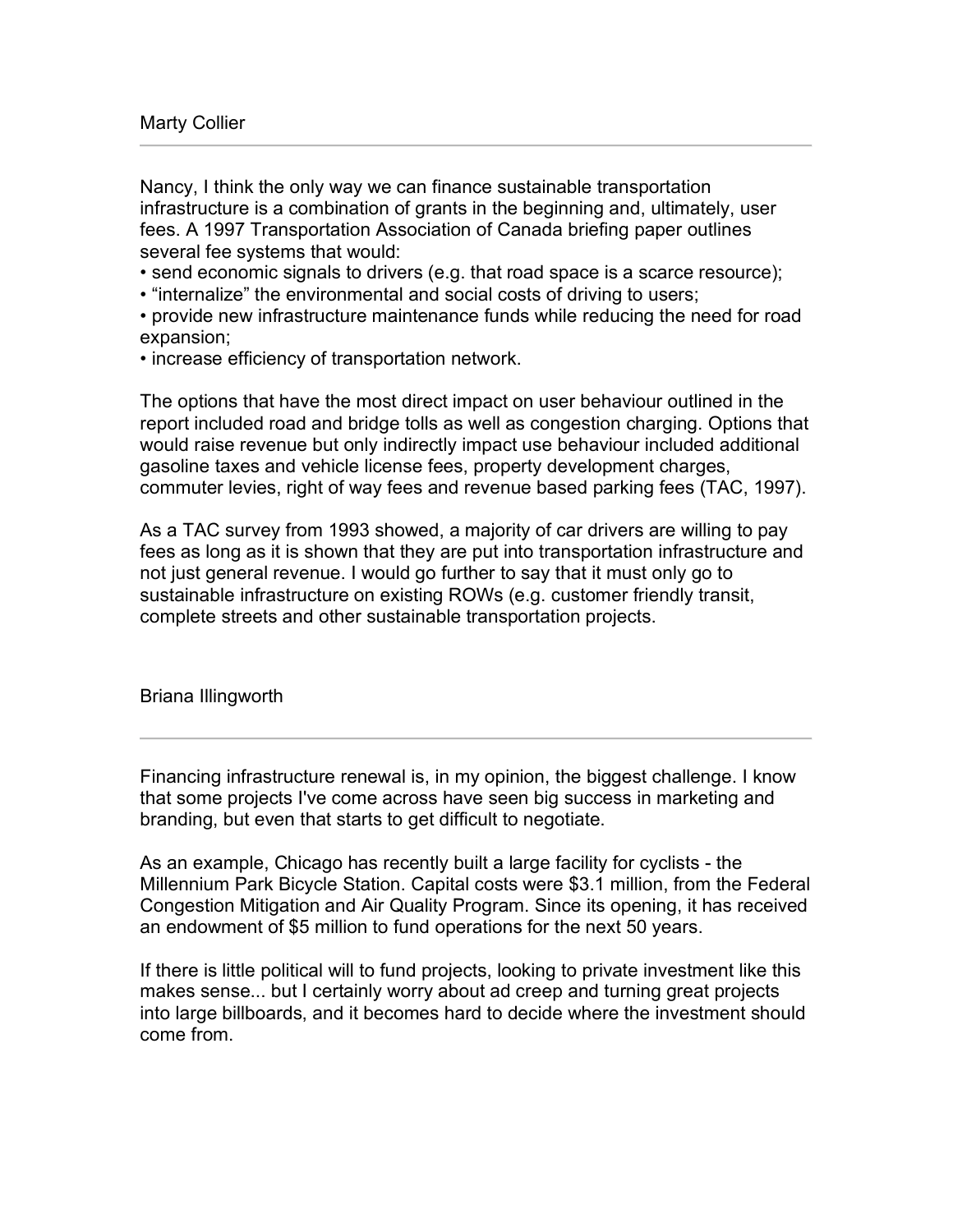Marty Collier

---

Nancy, I think the only way we can finance sustainable transportation infrastructure is a combination of grants in the beginning and, ultimately, user fees. A 1997 Transportation Association of Canada briefing paper outlines several fee systems that would:

- send economic signals to drivers (e.g. that road space is a scarce resource);
- "internalize" the environmental and social costs of driving to users;
- provide new infrastructure maintenance funds while reducing the need for road expansion;
- increase efficiency of transportation network.

The options that have the most direct impact on user behaviour outlined in the report included road and bridge tolls as well as congestion charging. Options that would raise revenue but only indirectly impact use behaviour included additional gasoline taxes and vehicle license fees, property development charges, commuter levies, right of way fees and revenue based parking fees (TAC, 1997).

As a TAC survey from 1993 showed, a majority of car drivers are willing to pay fees as long as it is shown that they are put into transportation infrastructure and not just general revenue. I would go further to say that it must only go to sustainable infrastructure on existing ROWs (e.g. customer friendly transit, complete streets and other sustainable transportation projects.

Briana Illingworth

---

Financing infrastructure renewal is, in my opinion, the biggest challenge. I know that some projects I've come across have seen big success in marketing and branding, but even that starts to get difficult to negotiate.

As an example, Chicago has recently built a large facility for cyclists - the Millennium Park Bicycle Station. Capital costs were $3.1 million, from the Federal Congestion Mitigation and Air Quality Program. Since its opening, it has received an endowment of $5 million to fund operations for the next 50 years.

If there is little political will to fund projects, looking to private investment like this makes sense... but I certainly worry about ad creep and turning great projects into large billboards, and it becomes hard to decide where the investment should come from.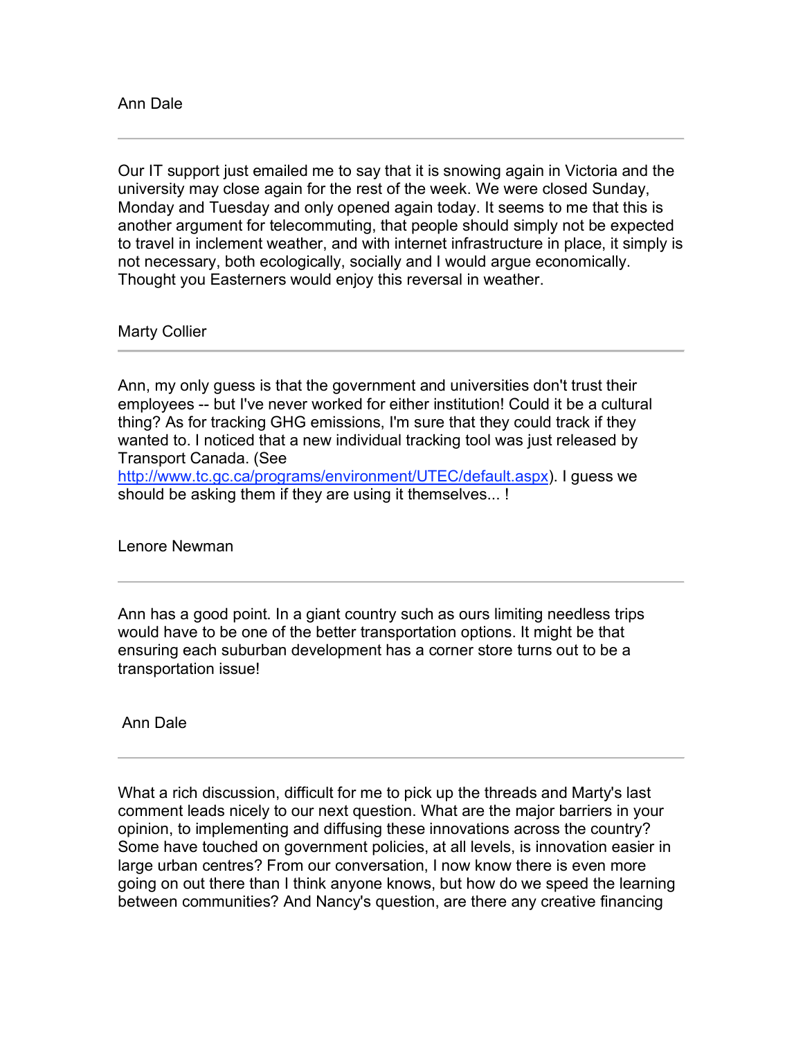Ann Dale

---

Our IT support just emailed me to say that it is snowing again in Victoria and the university may close again for the rest of the week. We were closed Sunday, Monday and Tuesday and only opened again today. It seems to me that this is another argument for telecommuting, that people should simply not be expected to travel in inclement weather, and with internet infrastructure in place, it simply is not necessary, both ecologically, socially and I would argue economically. Thought you Easterners would enjoy this reversal in weather.

Marty Collier

---

Ann, my only guess is that the government and universities don't trust their employees -- but I've never worked for either institution! Could it be a cultural thing? As for tracking GHG emissions, I'm sure that they could track if they wanted to. I noticed that a new individual tracking tool was just released by Transport Canada. (See [http://www.tc.gc.ca/programs/environment/UTEC/default.aspx](http://www.tc.gc.ca/programs/environment/UTEC/default.aspx)). I guess we should be asking them if they are using it themselves... !

Lenore Newman

---

Ann has a good point. In a giant country such as ours limiting needless trips would have to be one of the better transportation options. It might be that ensuring each suburban development has a corner store turns out to be a transportation issue!

Ann Dale

---

What a rich discussion, difficult for me to pick up the threads and Marty's last comment leads nicely to our next question. What are the major barriers in your opinion, to implementing and diffusing these innovations across the country? Some have touched on government policies, at all levels, is innovation easier in large urban centres? From our conversation, I now know there is even more going on out there than I think anyone knows, but how do we speed the learning between communities? And Nancy's question, are there any creative financing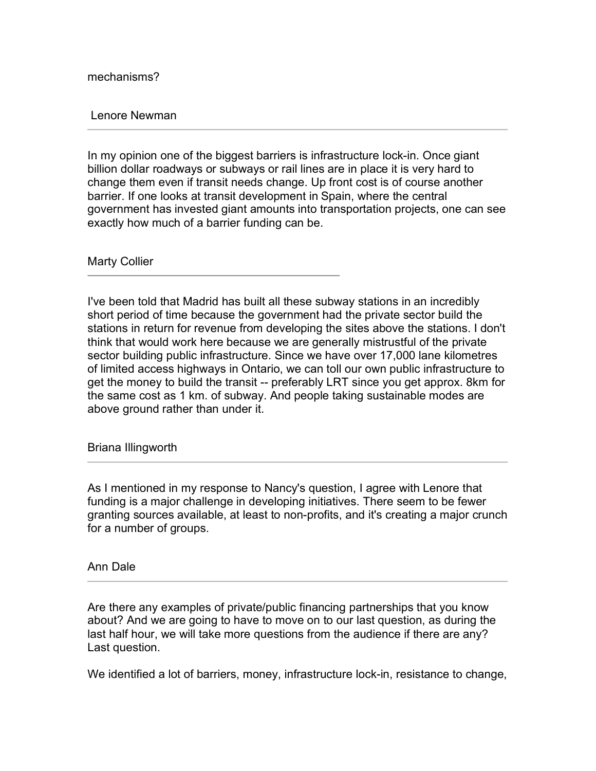mechanisms?

Lenore Newman

---

In my opinion one of the biggest barriers is infrastructure lock-in. Once giant billion dollar roadways or subways or rail lines are in place it is very hard to change them even if transit needs change. Up front cost is of course another barrier. If one looks at transit development in Spain, where the central government has invested giant amounts into transportation projects, one can see exactly how much of a barrier funding can be.

Marty Collier

---

I've been told that Madrid has built all these subway stations in an incredibly short period of time because the government had the private sector build the stations in return for revenue from developing the sites above the stations. I don't think that would work here because we are generally mistrustful of the private sector building public infrastructure. Since we have over 17,000 lane kilometres of limited access highways in Ontario, we can toll our own public infrastructure to get the money to build the transit -- preferably LRT since you get approx. 8km for the same cost as 1 km. of subway. And people taking sustainable modes are above ground rather than under it.

Briana Illingworth

---

As I mentioned in my response to Nancy's question, I agree with Lenore that funding is a major challenge in developing initiatives. There seem to be fewer granting sources available, at least to non-profits, and it's creating a major crunch for a number of groups.

Ann Dale

---

Are there any examples of private/public financing partnerships that you know about? And we are going to have to move on to our last question, as during the last half hour, we will take more questions from the audience if there are any? Last question.

We identified a lot of barriers, money, infrastructure lock-in, resistance to change,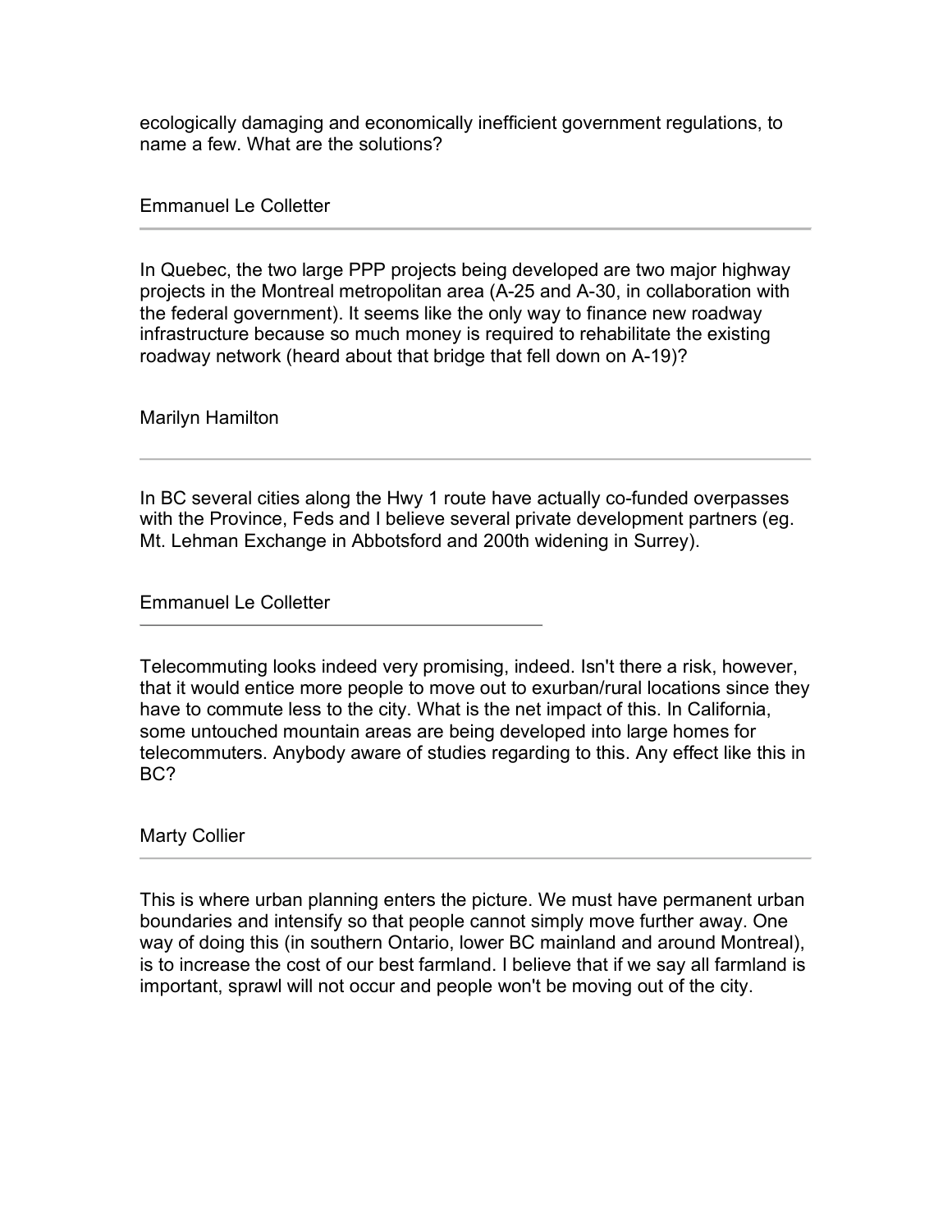ecologically damaging and economically inefficient government regulations, to name a few. What are the solutions?

Emmanuel Le Colletter

---

In Quebec, the two large PPP projects being developed are two major highway projects in the Montreal metropolitan area (A-25 and A-30, in collaboration with the federal government). It seems like the only way to finance new roadway infrastructure because so much money is required to rehabilitate the existing roadway network (heard about that bridge that fell down on A-19)?

Marilyn Hamilton

---

In BC several cities along the Hwy 1 route have actually co-funded overpasses with the Province, Feds and I believe several private development partners (eg. Mt. Lehman Exchange in Abbotsford and 200th widening in Surrey).

Emmanuel Le Colletter

---

Telecommuting looks indeed very promising, indeed. Isn't there a risk, however, that it would entice more people to move out to exurban/rural locations since they have to commute less to the city. What is the net impact of this. In California, some untouched mountain areas are being developed into large homes for telecommuters. Anybody aware of studies regarding to this. Any effect like this in BC?

Marty Collier

---

This is where urban planning enters the picture. We must have permanent urban boundaries and intensify so that people cannot simply move further away. One way of doing this (in southern Ontario, lower BC mainland and around Montreal), is to increase the cost of our best farmland. I believe that if we say all farmland is important, sprawl will not occur and people won't be moving out of the city.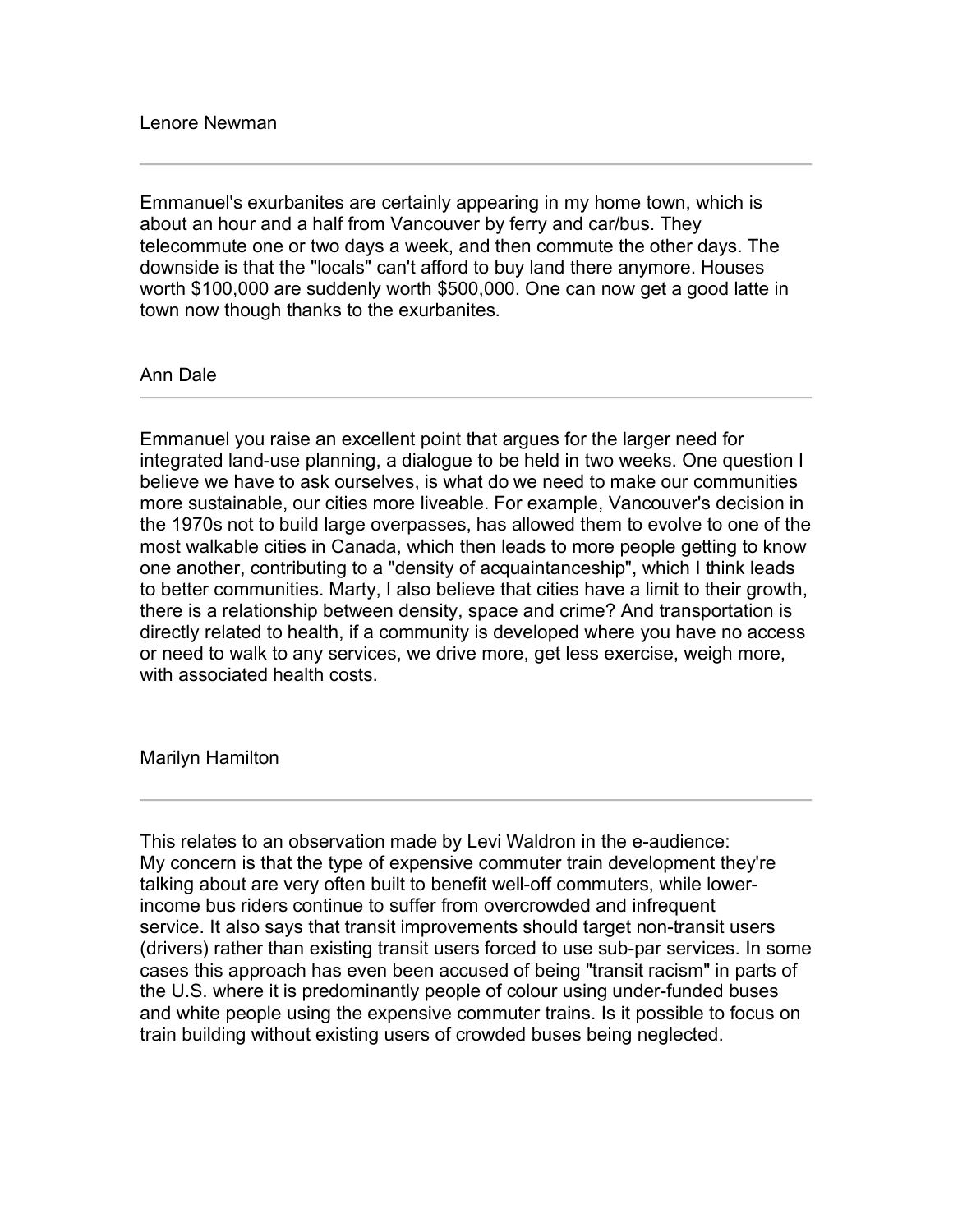Lenore Newman

---

Emmanuel's exurbanites are certainly appearing in my home town, which is about an hour and a half from Vancouver by ferry and car/bus. They telecommute one or two days a week, and then commute the other days. The downside is that the "locals" can't afford to buy land there anymore. Houses worth $100,000 are suddenly worth $500,000. One can now get a good latte in town now though thanks to the exurbanites.

Ann Dale

---

Emmanuel you raise an excellent point that argues for the larger need for integrated land-use planning, a dialogue to be held in two weeks. One question I believe we have to ask ourselves, is what do we need to make our communities more sustainable, our cities more liveable. For example, Vancouver's decision in the 1970s not to build large overpasses, has allowed them to evolve to one of the most walkable cities in Canada, which then leads to more people getting to know one another, contributing to a "density of acquaintanceship", which I think leads to better communities. Marty, I also believe that cities have a limit to their growth, there is a relationship between density, space and crime? And transportation is directly related to health, if a community is developed where you have no access or need to walk to any services, we drive more, get less exercise, weigh more, with associated health costs.

Marilyn Hamilton

---

This relates to an observation made by Levi Waldron in the e-audience:
My concern is that the type of expensive commuter train development they're talking about are very often built to benefit well-off commuters, while lower-income bus riders continue to suffer from overcrowded and infrequent service. It also says that transit improvements should target non-transit users (drivers) rather than existing transit users forced to use sub-par services. In some cases this approach has even been accused of being "transit racism" in parts of the U.S. where it is predominantly people of colour using under-funded buses and white people using the expensive commuter trains. Is it possible to focus on train building without existing users of crowded buses being neglected.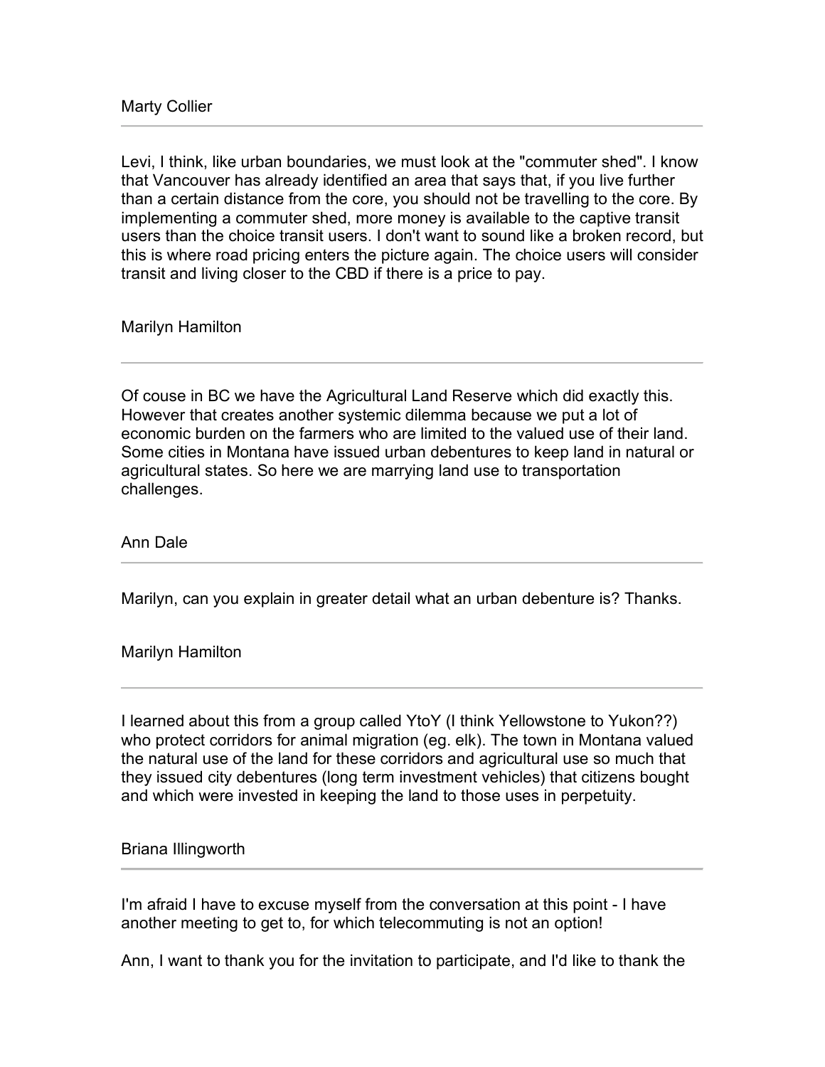Marty Collier

---

Levi, I think, like urban boundaries, we must look at the "commuter shed". I know that Vancouver has already identified an area that says that, if you live further than a certain distance from the core, you should not be travelling to the core. By implementing a commuter shed, more money is available to the captive transit users than the choice transit users. I don't want to sound like a broken record, but this is where road pricing enters the picture again. The choice users will consider transit and living closer to the CBD if there is a price to pay.

Marilyn Hamilton

---

Of couse in BC we have the Agricultural Land Reserve which did exactly this. However that creates another systemic dilemma because we put a lot of economic burden on the farmers who are limited to the valued use of their land. Some cities in Montana have issued urban debentures to keep land in natural or agricultural states. So here we are marrying land use to transportation challenges.

Ann Dale

---

Marilyn, can you explain in greater detail what an urban debenture is? Thanks.

Marilyn Hamilton

---

I learned about this from a group called YtoY (I think Yellowstone to Yukon??) who protect corridors for animal migration (eg. elk). The town in Montana valued the natural use of the land for these corridors and agricultural use so much that they issued city debentures (long term investment vehicles) that citizens bought and which were invested in keeping the land to those uses in perpetuity.

Briana Illingworth

---

I'm afraid I have to excuse myself from the conversation at this point - I have another meeting to get to, for which telecommuting is not an option!

Ann, I want to thank you for the invitation to participate, and I'd like to thank the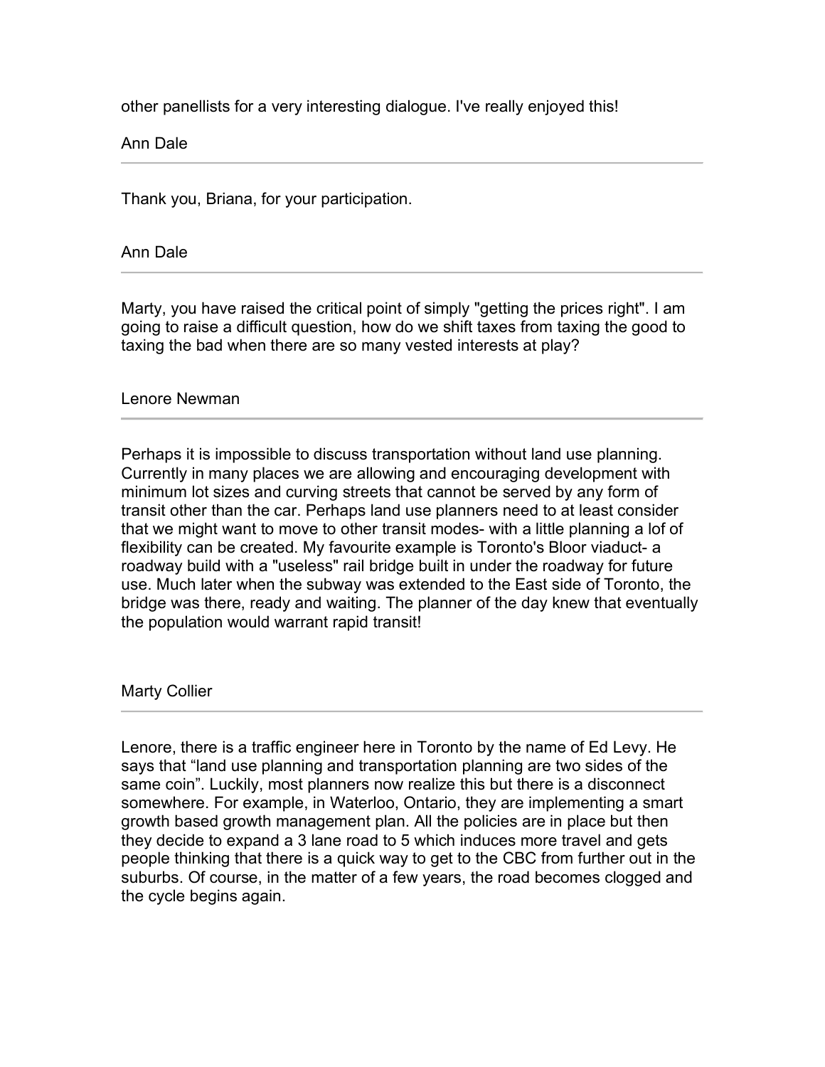other panellists for a very interesting dialogue. I've really enjoyed this!

Ann Dale

---

Thank you, Briana, for your participation.

Ann Dale

---

Marty, you have raised the critical point of simply "getting the prices right". I am going to raise a difficult question, how do we shift taxes from taxing the good to taxing the bad when there are so many vested interests at play?

Lenore Newman

---

Perhaps it is impossible to discuss transportation without land use planning. Currently in many places we are allowing and encouraging development with minimum lot sizes and curving streets that cannot be served by any form of transit other than the car. Perhaps land use planners need to at least consider that we might want to move to other transit modes- with a little planning a lof of flexibility can be created. My favourite example is Toronto's Bloor viaduct- a roadway build with a "useless" rail bridge built in under the roadway for future use. Much later when the subway was extended to the East side of Toronto, the bridge was there, ready and waiting. The planner of the day knew that eventually the population would warrant rapid transit!

Marty Collier

---

Lenore, there is a traffic engineer here in Toronto by the name of Ed Levy. He says that "land use planning and transportation planning are two sides of the same coin". Luckily, most planners now realize this but there is a disconnect somewhere. For example, in Waterloo, Ontario, they are implementing a smart growth based growth management plan. All the policies are in place but then they decide to expand a 3 lane road to 5 which induces more travel and gets people thinking that there is a quick way to get to the CBC from further out in the suburbs. Of course, in the matter of a few years, the road becomes clogged and the cycle begins again.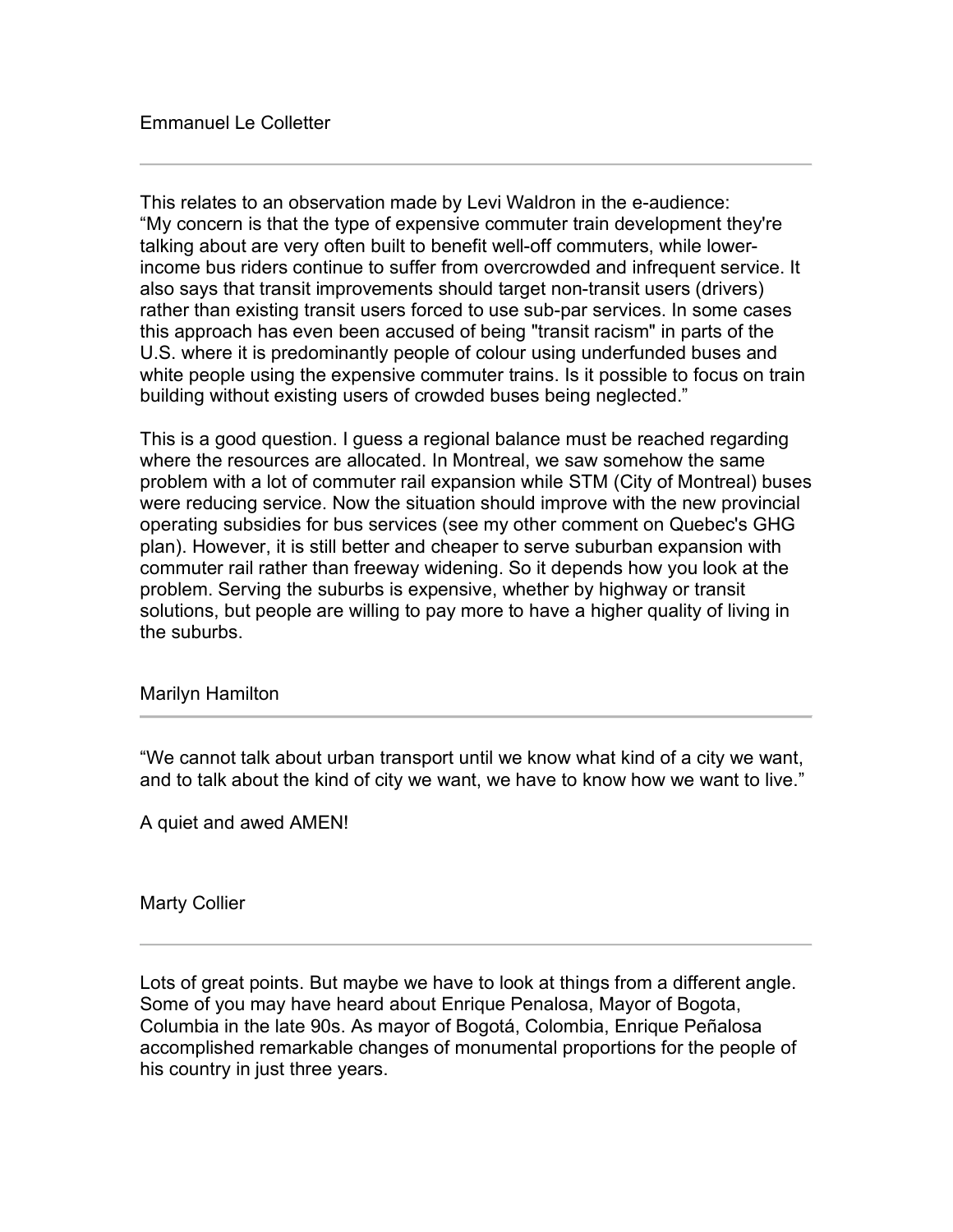Emmanuel Le Colletter

---

This relates to an observation made by Levi Waldron in the e-audience:
“My concern is that the type of expensive commuter train development they're talking about are very often built to benefit well-off commuters, while lower-income bus riders continue to suffer from overcrowded and infrequent service. It also says that transit improvements should target non-transit users (drivers) rather than existing transit users forced to use sub-par services. In some cases this approach has even been accused of being "transit racism" in parts of the U.S. where it is predominantly people of colour using underfunded buses and white people using the expensive commuter trains. Is it possible to focus on train building without existing users of crowded buses being neglected.”

This is a good question. I guess a regional balance must be reached regarding where the resources are allocated. In Montreal, we saw somehow the same problem with a lot of commuter rail expansion while STM (City of Montreal) buses were reducing service. Now the situation should improve with the new provincial operating subsidies for bus services (see my other comment on Quebec's GHG plan). However, it is still better and cheaper to serve suburban expansion with commuter rail rather than freeway widening. So it depends how you look at the problem. Serving the suburbs is expensive, whether by highway or transit solutions, but people are willing to pay more to have a higher quality of living in the suburbs.

Marilyn Hamilton

---

“We cannot talk about urban transport until we know what kind of a city we want, and to talk about the kind of city we want, we have to know how we want to live.”

A quiet and awed AMEN!

Marty Collier

---

Lots of great points. But maybe we have to look at things from a different angle. Some of you may have heard about Enrique Penalosa, Mayor of Bogota, Columbia in the late 90s. As mayor of Bogotá, Colombia, Enrique Peñalosa accomplished remarkable changes of monumental proportions for the people of his country in just three years.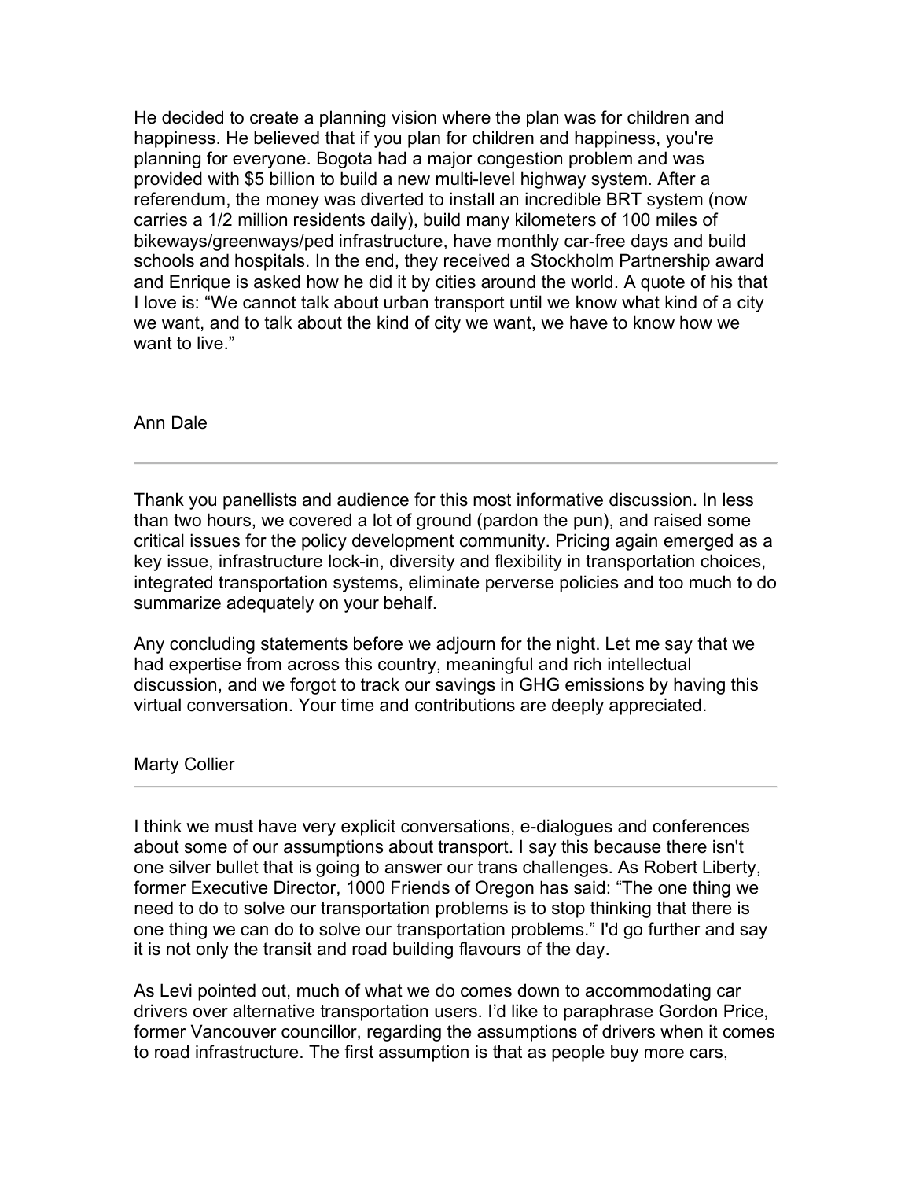He decided to create a planning vision where the plan was for children and happiness. He believed that if you plan for children and happiness, you're planning for everyone. Bogota had a major congestion problem and was provided with $5 billion to build a new multi-level highway system. After a referendum, the money was diverted to install an incredible BRT system (now carries a 1/2 million residents daily), build many kilometers of 100 miles of bikeways/greenways/ped infrastructure, have monthly car-free days and build schools and hospitals. In the end, they received a Stockholm Partnership award and Enrique is asked how he did it by cities around the world. A quote of his that I love is: "We cannot talk about urban transport until we know what kind of a city we want, and to talk about the kind of city we want, we have to know how we want to live."

Ann Dale

---

Thank you panellists and audience for this most informative discussion. In less than two hours, we covered a lot of ground (pardon the pun), and raised some critical issues for the policy development community. Pricing again emerged as a key issue, infrastructure lock-in, diversity and flexibility in transportation choices, integrated transportation systems, eliminate perverse policies and too much to do summarize adequately on your behalf.

Any concluding statements before we adjourn for the night. Let me say that we had expertise from across this country, meaningful and rich intellectual discussion, and we forgot to track our savings in GHG emissions by having this virtual conversation. Your time and contributions are deeply appreciated.

Marty Collier

---

I think we must have very explicit conversations, e-dialogues and conferences about some of our assumptions about transport. I say this because there isn't one silver bullet that is going to answer our trans challenges. As Robert Liberty, former Executive Director, 1000 Friends of Oregon has said: "The one thing we need to do to solve our transportation problems is to stop thinking that there is one thing we can do to solve our transportation problems." I'd go further and say it is not only the transit and road building flavours of the day.

As Levi pointed out, much of what we do comes down to accommodating car drivers over alternative transportation users. I'd like to paraphrase Gordon Price, former Vancouver councillor, regarding the assumptions of drivers when it comes to road infrastructure. The first assumption is that as people buy more cars,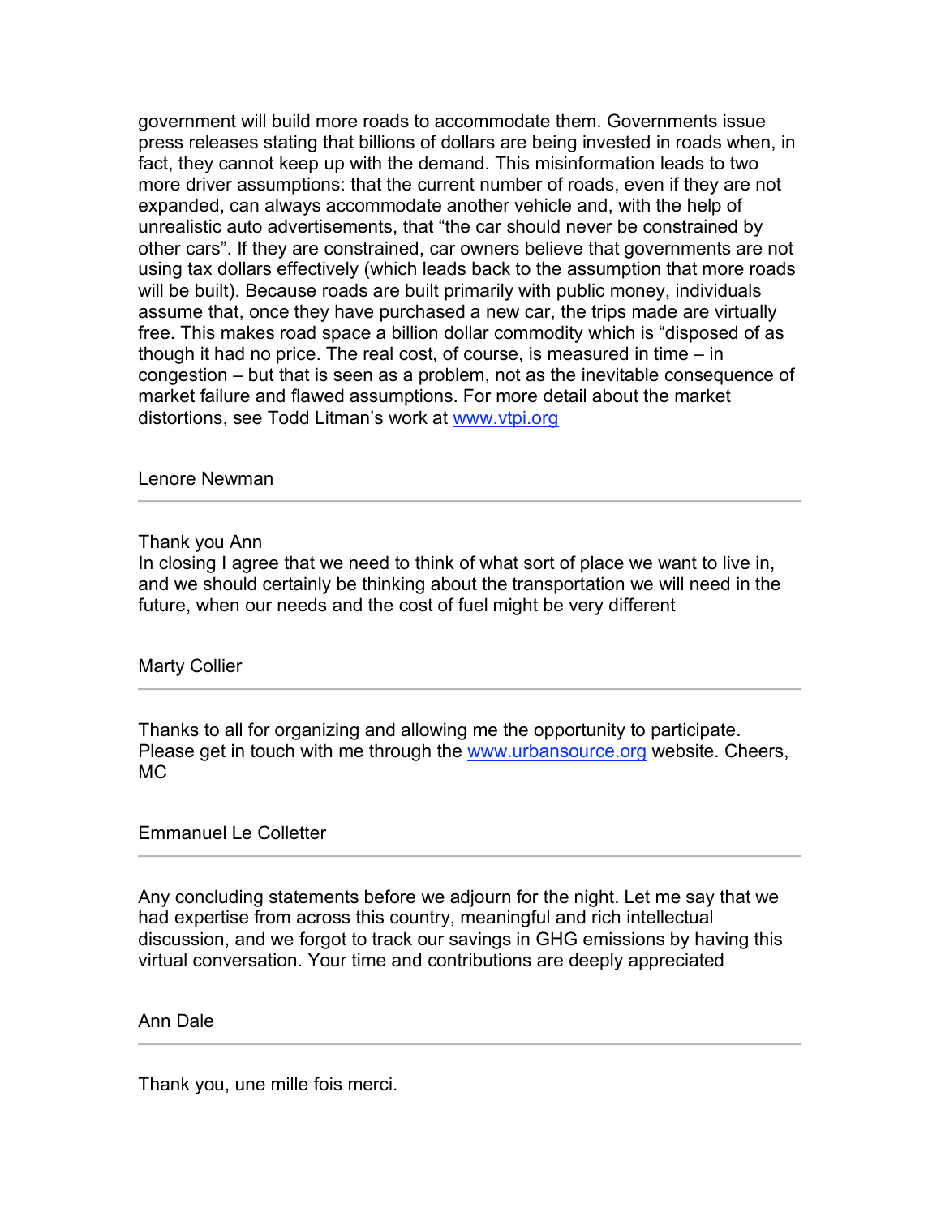government will build more roads to accommodate them. Governments issue press releases stating that billions of dollars are being invested in roads when, in fact, they cannot keep up with the demand. This misinformation leads to two more driver assumptions: that the current number of roads, even if they are not expanded, can always accommodate another vehicle and, with the help of unrealistic auto advertisements, that “the car should never be constrained by other cars”. If they are constrained, car owners believe that governments are not using tax dollars effectively (which leads back to the assumption that more roads will be built). Because roads are built primarily with public money, individuals assume that, once they have purchased a new car, the trips made are virtually free. This makes road space a billion dollar commodity which is “disposed of as though it had no price. The real cost, of course, is measured in time – in congestion – but that is seen as a problem, not as the inevitable consequence of market failure and flawed assumptions. For more detail about the market distortions, see Todd Litman’s work at [www.vtpi.org](http://www.vtpi.org)

Lenore Newman

---

Thank you Ann
In closing I agree that we need to think of what sort of place we want to live in, and we should certainly be thinking about the transportation we will need in the future, when our needs and the cost of fuel might be very different

Marty Collier

---

Thanks to all for organizing and allowing me the opportunity to participate. Please get in touch with me through the [www.urbansource.org](http://www.urbansource.org) website. Cheers, MC

Emmanuel Le Colletter

---

Any concluding statements before we adjourn for the night. Let me say that we had expertise from across this country, meaningful and rich intellectual discussion, and we forgot to track our savings in GHG emissions by having this virtual conversation. Your time and contributions are deeply appreciated

Ann Dale

---

Thank you, une mille fois merci.